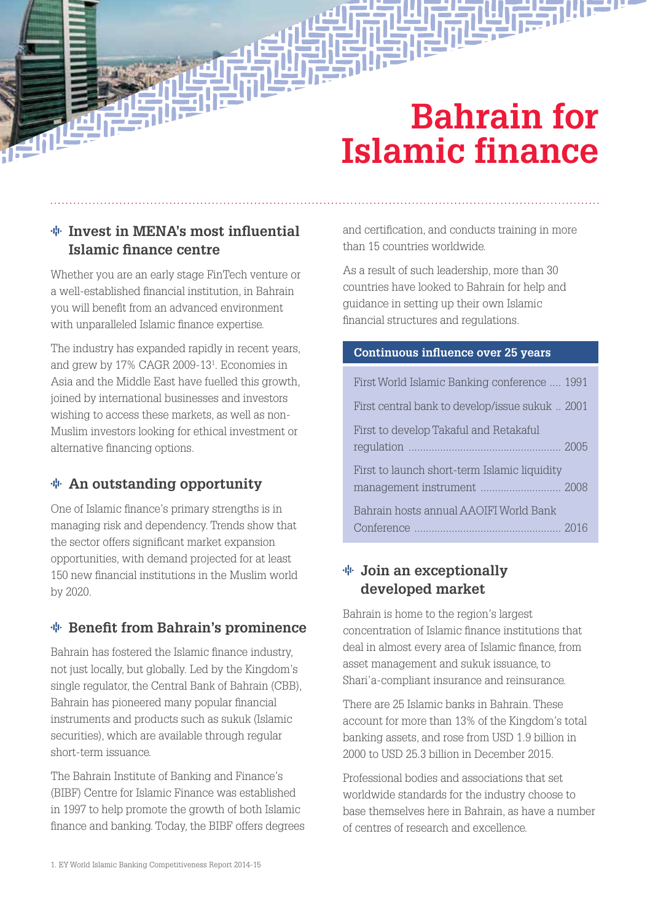# Bahrain for Islamic finance

## Invest in MENA's most influential Islamic finance centre

Whether you are an early stage FinTech venture or a well-established financial institution, in Bahrain you will benefit from an advanced environment with unparalleled Islamic finance expertise.

The industry has expanded rapidly in recent years, and grew by 17% CAGR 2009-13[1]. Economies in Asia and the Middle East have fuelled this growth, joined by international businesses and investors wishing to access these markets, as well as non-Muslim investors looking for ethical investment or alternative financing options.

## An outstanding opportunity

One of Islamic finance's primary strengths is in managing risk and dependency. Trends show that the sector offers significant market expansion opportunities, with demand projected for at least 150 new financial institutions in the Muslim world by 2020.

## Benefit from Bahrain's prominence

Bahrain has fostered the Islamic finance industry, not just locally, but globally. Led by the Kingdom's single regulator, the Central Bank of Bahrain (CBB), Bahrain has pioneered many popular financial instruments and products such as sukuk (Islamic securities), which are available through regular short-term issuance.

The Bahrain Institute of Banking and Finance's (BIBF) Centre for Islamic Finance was established in 1997 to help promote the growth of both Islamic finance and banking. Today, the BIBF offers degrees and certification, and conducts training in more than 15 countries worldwide.

As a result of such leadership, more than 30 countries have looked to Bahrain for help and guidance in setting up their own Islamic financial structures and regulations.

| Continuous influence over 25 years | |
|---|---|
| First World Islamic Banking conference | 1991 |
| First central bank to develop/issue sukuk | 2001 |
| First to develop Takaful and Retakaful regulation | 2005 |
| First to launch short-term Islamic liquidity management instrument | 2008 |
| Bahrain hosts annual AAOIFI World Bank Conference | 2016 |

## Join an exceptionally developed market

Bahrain is home to the region's largest concentration of Islamic finance institutions that deal in almost every area of Islamic finance, from asset management and sukuk issuance, to Shari'a-compliant insurance and reinsurance.

There are 25 Islamic banks in Bahrain. These account for more than 13% of the Kingdom's total banking assets, and rose from USD 1.9 billion in 2000 to USD 25.3 billion in December 2015.

Professional bodies and associations that set worldwide standards for the industry choose to base themselves here in Bahrain, as have a number of centres of research and excellence.

1. EY World Islamic Banking Competitiveness Report 2014-15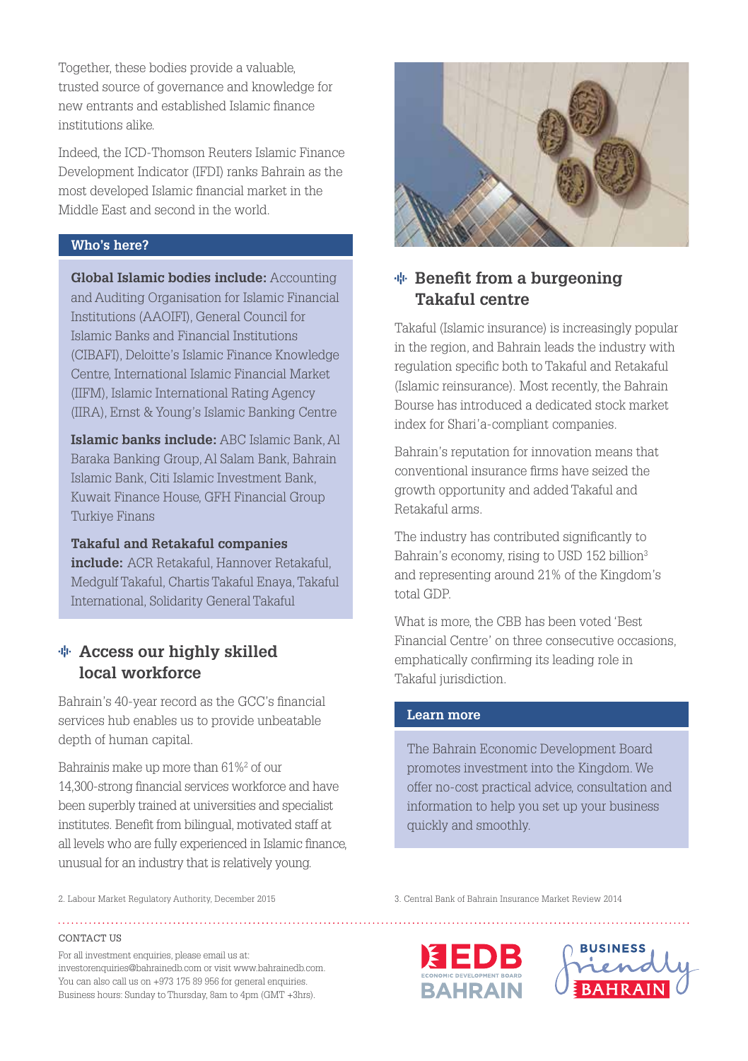Together, these bodies provide a valuable, trusted source of governance and knowledge for new entrants and established Islamic finance institutions alike.

Indeed, the ICD-Thomson Reuters Islamic Finance Development Indicator (IFDI) ranks Bahrain as the most developed Islamic financial market in the Middle East and second in the world.

### Who's here?

**Global Islamic bodies include:** Accounting and Auditing Organisation for Islamic Financial Institutions (AAOIFI), General Council for Islamic Banks and Financial Institutions (CIBAFI), Deloitte's Islamic Finance Knowledge Centre, International Islamic Financial Market (IIFM), Islamic International Rating Agency (IIRA), Ernst & Young's Islamic Banking Centre

**Islamic banks include:** ABC Islamic Bank, Al Baraka Banking Group, Al Salam Bank, Bahrain Islamic Bank, Citi Islamic Investment Bank, Kuwait Finance House, GFH Financial Group Turkiye Finans

**Takaful and Retakaful companies include:** ACR Retakaful, Hannover Retakaful, Medgulf Takaful, Chartis Takaful Enaya, Takaful International, Solidarity General Takaful

## Access our highly skilled local workforce

Bahrain's 40-year record as the GCC's financial services hub enables us to provide unbeatable depth of human capital.

Bahrainis make up more than 61%[2] of our 14,300-strong financial services workforce and have been superbly trained at universities and specialist institutes. Benefit from bilingual, motivated staff at all levels who are fully experienced in Islamic finance, unusual for an industry that is relatively young.

2. Labour Market Regulatory Authority, December 2015

## Benefit from a burgeoning Takaful centre

Takaful (Islamic insurance) is increasingly popular in the region, and Bahrain leads the industry with regulation specific both to Takaful and Retakaful (Islamic reinsurance). Most recently, the Bahrain Bourse has introduced a dedicated stock market index for Shari'a-compliant companies.

Bahrain's reputation for innovation means that conventional insurance firms have seized the growth opportunity and added Takaful and Retakaful arms.

The industry has contributed significantly to Bahrain's economy, rising to USD 152 billion[3] and representing around 21% of the Kingdom's total GDP.

What is more, the CBB has been voted 'Best Financial Centre' on three consecutive occasions, emphatically confirming its leading role in Takaful jurisdiction.

### Learn more

The Bahrain Economic Development Board promotes investment into the Kingdom. We offer no-cost practical advice, consultation and information to help you set up your business quickly and smoothly.

3. Central Bank of Bahrain Insurance Market Review 2014

CONTACT US

For all investment enquiries, please email us at: investorenquiries@bahrainedb.com or visit www.bahrainedb.com. You can also call us on +973 175 89 956 for general enquiries. Business hours: Sunday to Thursday, 8am to 4pm (GMT +3hrs).